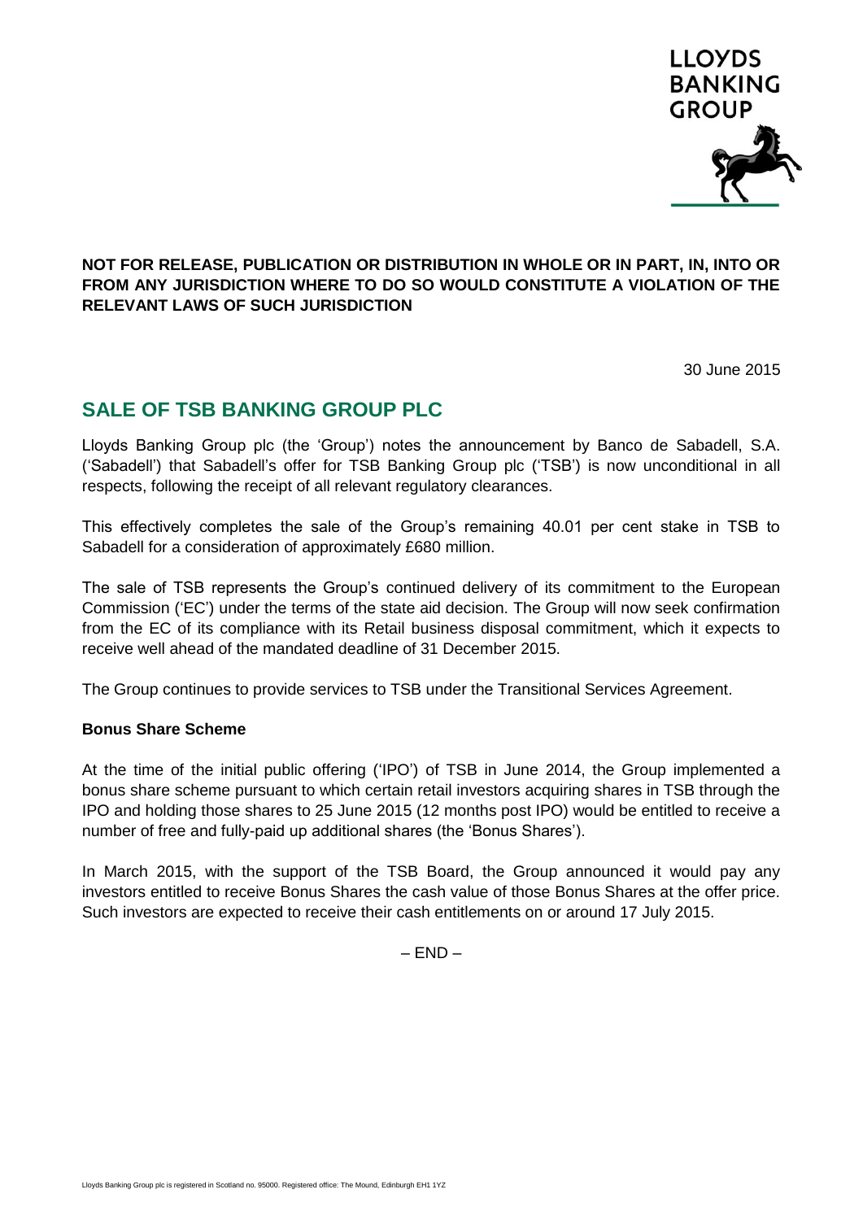LLOYDS BANKING GROUP

**NOT FOR RELEASE, PUBLICATION OR DISTRIBUTION IN WHOLE OR IN PART, IN, INTO OR FROM ANY JURISDICTION WHERE TO DO SO WOULD CONSTITUTE A VIOLATION OF THE RELEVANT LAWS OF SUCH JURISDICTION**

30 June 2015

# SALE OF TSB BANKING GROUP PLC

Lloyds Banking Group plc (the 'Group') notes the announcement by Banco de Sabadell, S.A. ('Sabadell') that Sabadell's offer for TSB Banking Group plc ('TSB') is now unconditional in all respects, following the receipt of all relevant regulatory clearances.

This effectively completes the sale of the Group's remaining 40.01 per cent stake in TSB to Sabadell for a consideration of approximately £680 million.

The sale of TSB represents the Group's continued delivery of its commitment to the European Commission ('EC') under the terms of the state aid decision. The Group will now seek confirmation from the EC of its compliance with its Retail business disposal commitment, which it expects to receive well ahead of the mandated deadline of 31 December 2015.

The Group continues to provide services to TSB under the Transitional Services Agreement.

**Bonus Share Scheme**

At the time of the initial public offering ('IPO') of TSB in June 2014, the Group implemented a bonus share scheme pursuant to which certain retail investors acquiring shares in TSB through the IPO and holding those shares to 25 June 2015 (12 months post IPO) would be entitled to receive a number of free and fully-paid up additional shares (the 'Bonus Shares').

In March 2015, with the support of the TSB Board, the Group announced it would pay any investors entitled to receive Bonus Shares the cash value of those Bonus Shares at the offer price. Such investors are expected to receive their cash entitlements on or around 17 July 2015.

– END –

Lloyds Banking Group plc is registered in Scotland no. 95000. Registered office: The Mound, Edinburgh EH1 1YZ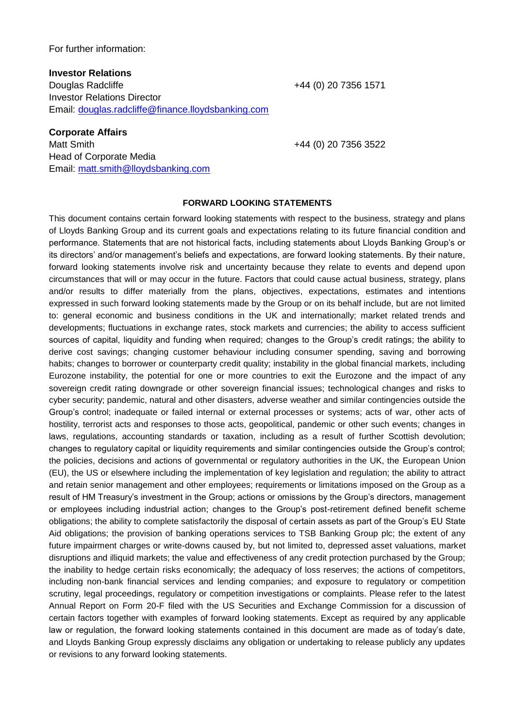For further information:

**Investor Relations**
Douglas Radcliffe +44 (0) 20 7356 1571
Investor Relations Director
Email: douglas.radcliffe@finance.lloydsbanking.com

**Corporate Affairs**
Matt Smith +44 (0) 20 7356 3522
Head of Corporate Media
Email: matt.smith@lloydsbanking.com

**FORWARD LOOKING STATEMENTS**

This document contains certain forward looking statements with respect to the business, strategy and plans of Lloyds Banking Group and its current goals and expectations relating to its future financial condition and performance. Statements that are not historical facts, including statements about Lloyds Banking Group's or its directors' and/or management's beliefs and expectations, are forward looking statements. By their nature, forward looking statements involve risk and uncertainty because they relate to events and depend upon circumstances that will or may occur in the future. Factors that could cause actual business, strategy, plans and/or results to differ materially from the plans, objectives, expectations, estimates and intentions expressed in such forward looking statements made by the Group or on its behalf include, but are not limited to: general economic and business conditions in the UK and internationally; market related trends and developments; fluctuations in exchange rates, stock markets and currencies; the ability to access sufficient sources of capital, liquidity and funding when required; changes to the Group's credit ratings; the ability to derive cost savings; changing customer behaviour including consumer spending, saving and borrowing habits; changes to borrower or counterparty credit quality; instability in the global financial markets, including Eurozone instability, the potential for one or more countries to exit the Eurozone and the impact of any sovereign credit rating downgrade or other sovereign financial issues; technological changes and risks to cyber security; pandemic, natural and other disasters, adverse weather and similar contingencies outside the Group's control; inadequate or failed internal or external processes or systems; acts of war, other acts of hostility, terrorist acts and responses to those acts, geopolitical, pandemic or other such events; changes in laws, regulations, accounting standards or taxation, including as a result of further Scottish devolution; changes to regulatory capital or liquidity requirements and similar contingencies outside the Group's control; the policies, decisions and actions of governmental or regulatory authorities in the UK, the European Union (EU), the US or elsewhere including the implementation of key legislation and regulation; the ability to attract and retain senior management and other employees; requirements or limitations imposed on the Group as a result of HM Treasury's investment in the Group; actions or omissions by the Group's directors, management or employees including industrial action; changes to the Group's post-retirement defined benefit scheme obligations; the ability to complete satisfactorily the disposal of certain assets as part of the Group's EU State Aid obligations; the provision of banking operations services to TSB Banking Group plc; the extent of any future impairment charges or write-downs caused by, but not limited to, depressed asset valuations, market disruptions and illiquid markets; the value and effectiveness of any credit protection purchased by the Group; the inability to hedge certain risks economically; the adequacy of loss reserves; the actions of competitors, including non-bank financial services and lending companies; and exposure to regulatory or competition scrutiny, legal proceedings, regulatory or competition investigations or complaints. Please refer to the latest Annual Report on Form 20-F filed with the US Securities and Exchange Commission for a discussion of certain factors together with examples of forward looking statements. Except as required by any applicable law or regulation, the forward looking statements contained in this document are made as of today's date, and Lloyds Banking Group expressly disclaims any obligation or undertaking to release publicly any updates or revisions to any forward looking statements.